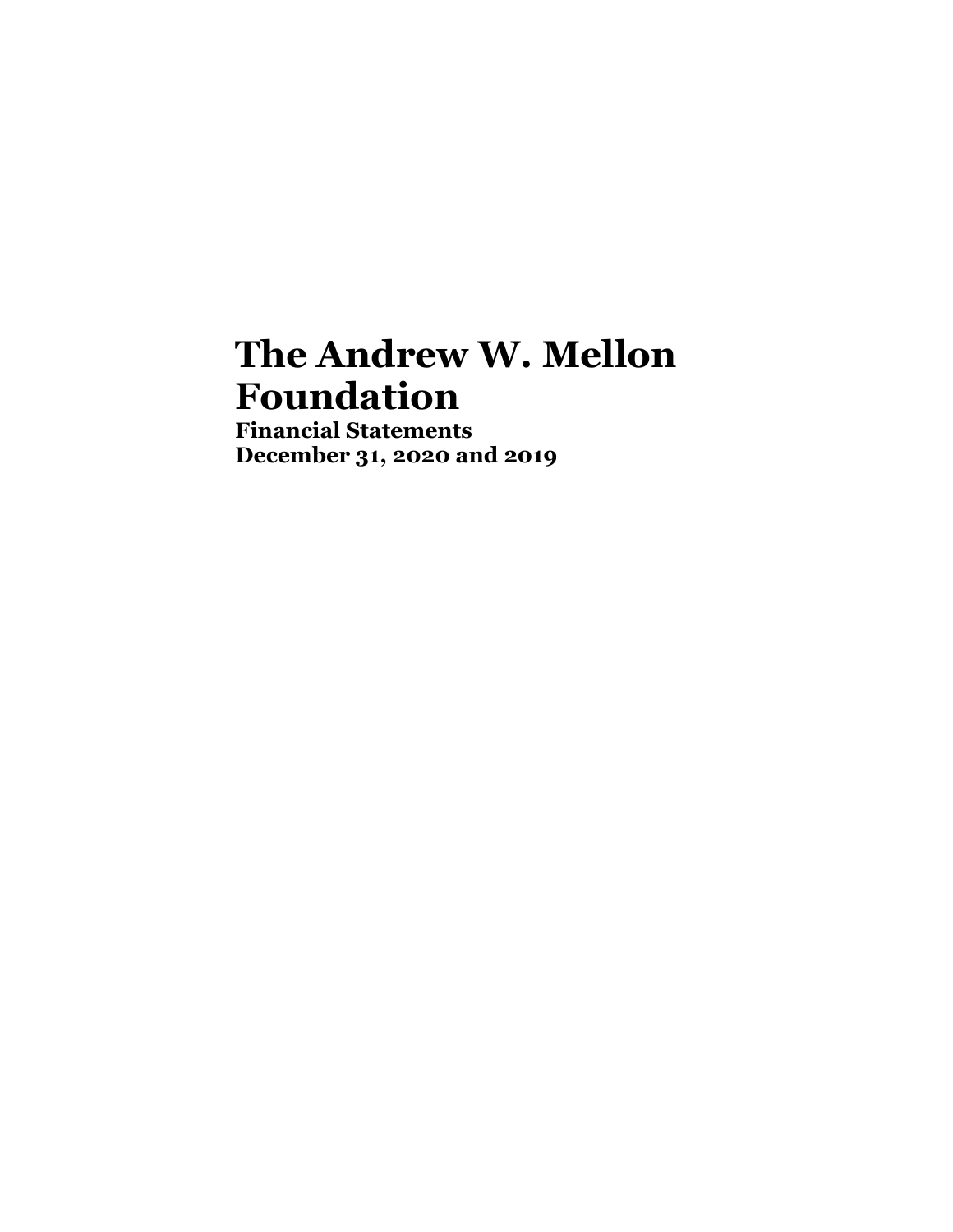# The Andrew W. Mellon Foundation

**Financial Statements**
**December 31, 2020 and 2019**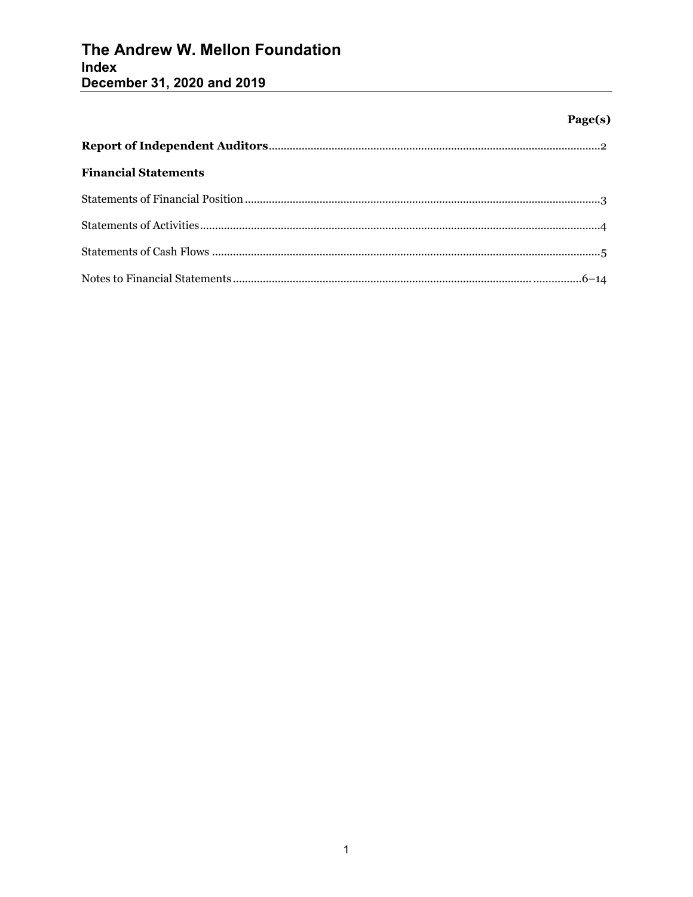# The Andrew W. Mellon Foundation
## Index
## December 31, 2020 and 2019

| | Page(s) |
|---|---|
| **Report of Independent Auditors** | 2 |
| **Financial Statements** | |
| Statements of Financial Position | 3 |
| Statements of Activities | 4 |
| Statements of Cash Flows | 5 |
| Notes to Financial Statements | 6–14 |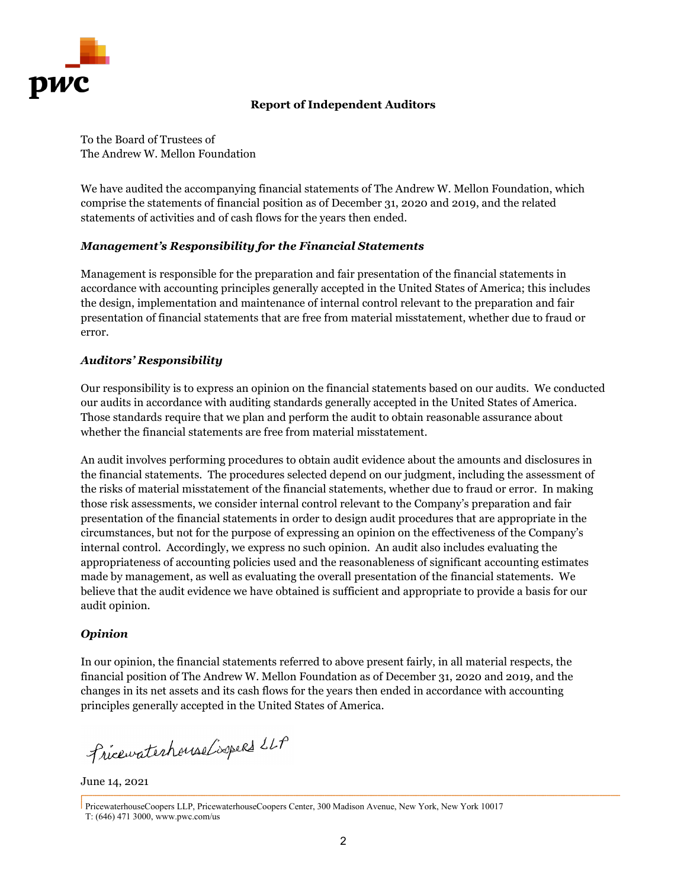## Report of Independent Auditors

To the Board of Trustees of
The Andrew W. Mellon Foundation

We have audited the accompanying financial statements of The Andrew W. Mellon Foundation, which comprise the statements of financial position as of December 31, 2020 and 2019, and the related statements of activities and of cash flows for the years then ended.

### *Management's Responsibility for the Financial Statements*

Management is responsible for the preparation and fair presentation of the financial statements in accordance with accounting principles generally accepted in the United States of America; this includes the design, implementation and maintenance of internal control relevant to the preparation and fair presentation of financial statements that are free from material misstatement, whether due to fraud or error.

### *Auditors' Responsibility*

Our responsibility is to express an opinion on the financial statements based on our audits. We conducted our audits in accordance with auditing standards generally accepted in the United States of America. Those standards require that we plan and perform the audit to obtain reasonable assurance about whether the financial statements are free from material misstatement.

An audit involves performing procedures to obtain audit evidence about the amounts and disclosures in the financial statements. The procedures selected depend on our judgment, including the assessment of the risks of material misstatement of the financial statements, whether due to fraud or error. In making those risk assessments, we consider internal control relevant to the Company's preparation and fair presentation of the financial statements in order to design audit procedures that are appropriate in the circumstances, but not for the purpose of expressing an opinion on the effectiveness of the Company's internal control. Accordingly, we express no such opinion. An audit also includes evaluating the appropriateness of accounting policies used and the reasonableness of significant accounting estimates made by management, as well as evaluating the overall presentation of the financial statements. We believe that the audit evidence we have obtained is sufficient and appropriate to provide a basis for our audit opinion.

### *Opinion*

In our opinion, the financial statements referred to above present fairly, in all material respects, the financial position of The Andrew W. Mellon Foundation as of December 31, 2020 and 2019, and the changes in its net assets and its cash flows for the years then ended in accordance with accounting principles generally accepted in the United States of America.

PricewaterhouseCoopers LLP

June 14, 2021

PricewaterhouseCoopers LLP, PricewaterhouseCoopers Center, 300 Madison Avenue, New York, New York 10017
T: (646) 471 3000, www.pwc.com/us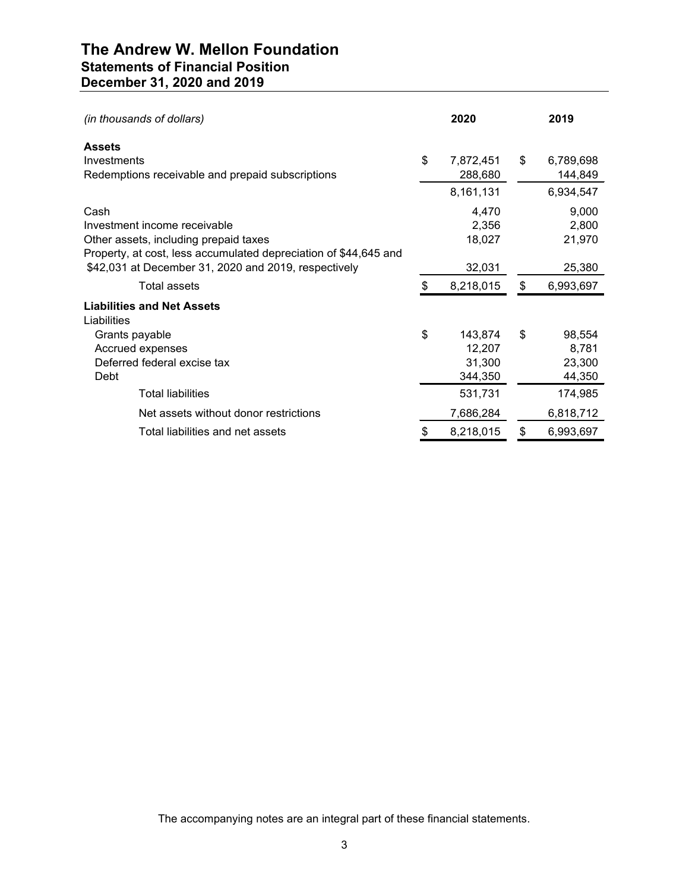# The Andrew W. Mellon Foundation
## Statements of Financial Position
## December 31, 2020 and 2019

| *(in thousands of dollars)* | 2020 | 2019 |
|---|---|---|
| **Assets** | | |
| Investments | $ 7,872,451 | $ 6,789,698 |
| Redemptions receivable and prepaid subscriptions | 288,680 | 144,849 |
| | 8,161,131 | 6,934,547 |
| Cash | 4,470 | 9,000 |
| Investment income receivable | 2,356 | 2,800 |
| Other assets, including prepaid taxes | 18,027 | 21,970 |
| Property, at cost, less accumulated depreciation of $44,645 and $42,031 at December 31, 2020 and 2019, respectively | 32,031 | 25,380 |
| Total assets | $ 8,218,015 | $ 6,993,697 |
| **Liabilities and Net Assets** | | |
| Liabilities | | |
| Grants payable | $ 143,874 | $ 98,554 |
| Accrued expenses | 12,207 | 8,781 |
| Deferred federal excise tax | 31,300 | 23,300 |
| Debt | 344,350 | 44,350 |
| Total liabilities | 531,731 | 174,985 |
| Net assets without donor restrictions | 7,686,284 | 6,818,712 |
| Total liabilities and net assets | $ 8,218,015 | $ 6,993,697 |

The accompanying notes are an integral part of these financial statements.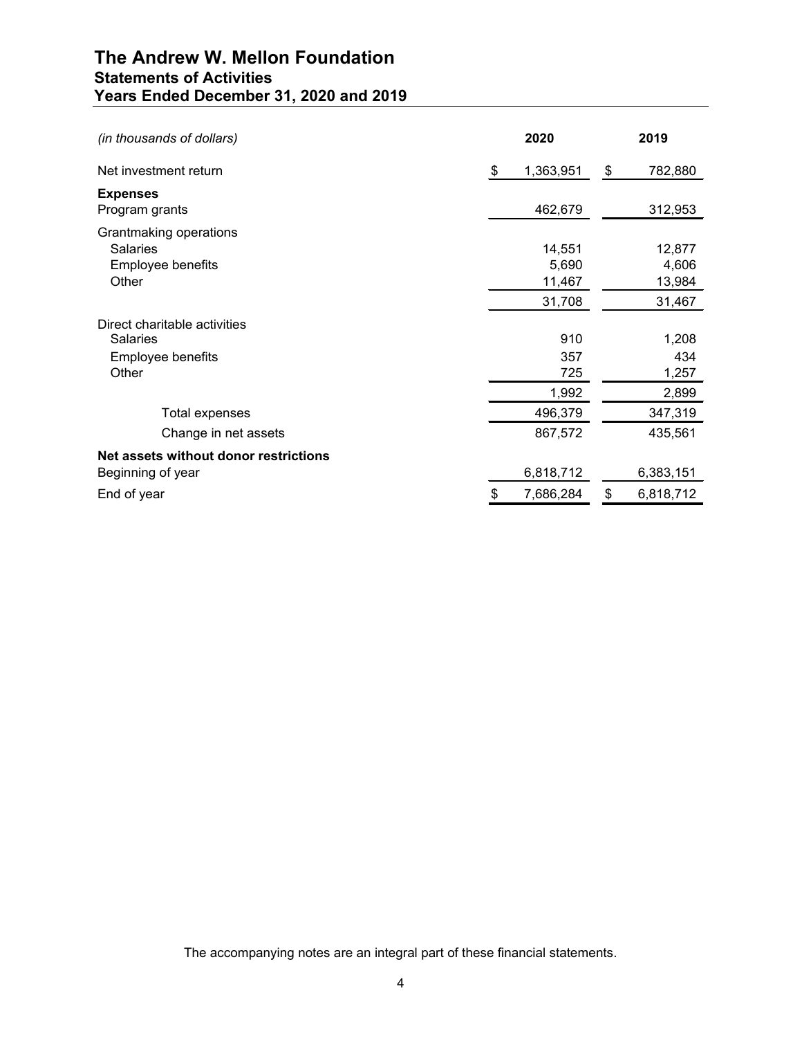# The Andrew W. Mellon Foundation
## Statements of Activities
## Years Ended December 31, 2020 and 2019

| *(in thousands of dollars)* | 2020 | 2019 |
|---|---|---|
| Net investment return | $ 1,363,951 | $ 782,880 |
| **Expenses** | | |
| Program grants | 462,679 | 312,953 |
| Grantmaking operations | | |
| Salaries | 14,551 | 12,877 |
| Employee benefits | 5,690 | 4,606 |
| Other | 11,467 | 13,984 |
| | 31,708 | 31,467 |
| Direct charitable activities | | |
| Salaries | 910 | 1,208 |
| Employee benefits | 357 | 434 |
| Other | 725 | 1,257 |
| | 1,992 | 2,899 |
| Total expenses | 496,379 | 347,319 |
| Change in net assets | 867,572 | 435,561 |
| **Net assets without donor restrictions** | | |
| Beginning of year | 6,818,712 | 6,383,151 |
| End of year | $ 7,686,284 | $ 6,818,712 |

The accompanying notes are an integral part of these financial statements.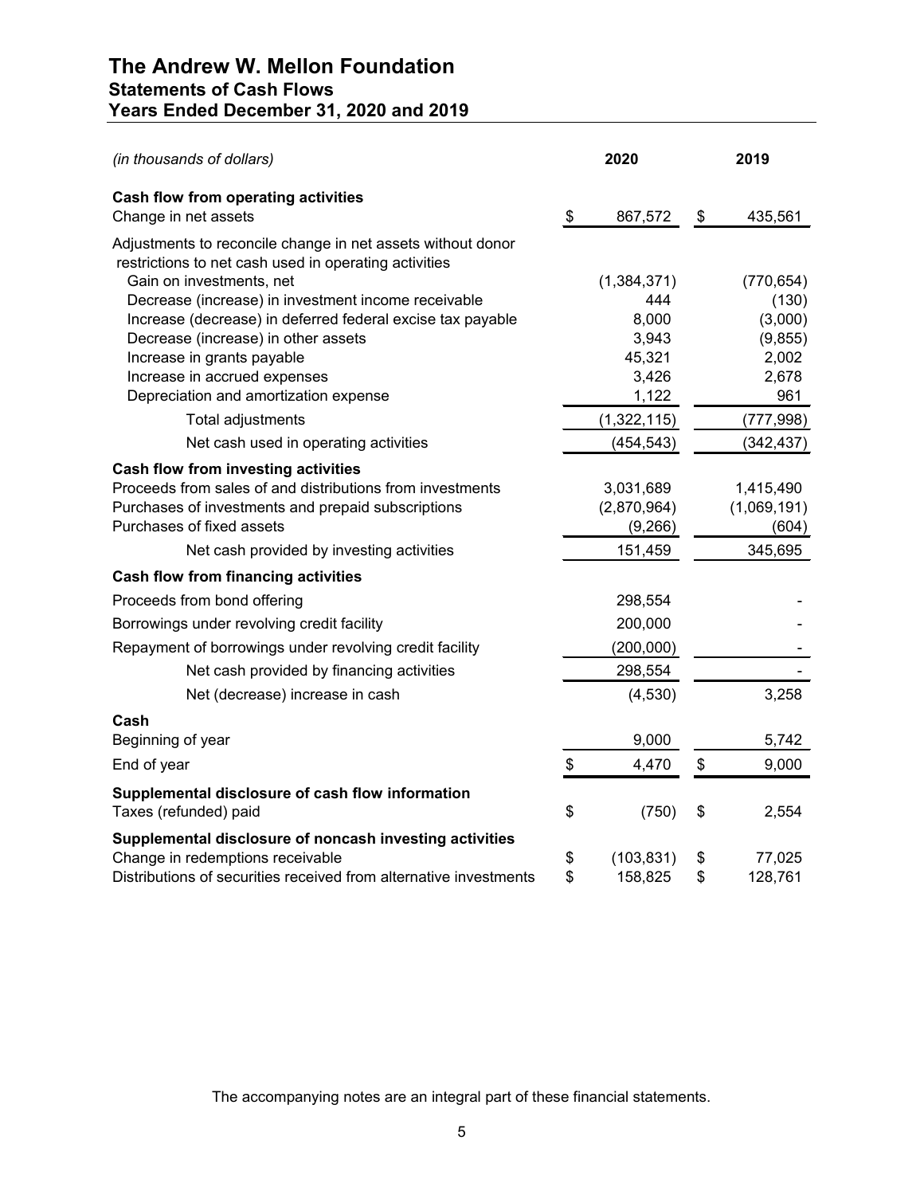# The Andrew W. Mellon Foundation
## Statements of Cash Flows
## Years Ended December 31, 2020 and 2019

| *(in thousands of dollars)* | 2020 | 2019 |
|---|---|---|
| **Cash flow from operating activities** | | |
| Change in net assets | $ 867,572 | $ 435,561 |
| Adjustments to reconcile change in net assets without donor restrictions to net cash used in operating activities | | |
| Gain on investments, net | (1,384,371) | (770,654) |
| Decrease (increase) in investment income receivable | 444 | (130) |
| Increase (decrease) in deferred federal excise tax payable | 8,000 | (3,000) |
| Decrease (increase) in other assets | 3,943 | (9,855) |
| Increase in grants payable | 45,321 | 2,002 |
| Increase in accrued expenses | 3,426 | 2,678 |
| Depreciation and amortization expense | 1,122 | 961 |
| Total adjustments | (1,322,115) | (777,998) |
| Net cash used in operating activities | (454,543) | (342,437) |
| **Cash flow from investing activities** | | |
| Proceeds from sales of and distributions from investments | 3,031,689 | 1,415,490 |
| Purchases of investments and prepaid subscriptions | (2,870,964) | (1,069,191) |
| Purchases of fixed assets | (9,266) | (604) |
| Net cash provided by investing activities | 151,459 | 345,695 |
| **Cash flow from financing activities** | | |
| Proceeds from bond offering | 298,554 | - |
| Borrowings under revolving credit facility | 200,000 | - |
| Repayment of borrowings under revolving credit facility | (200,000) | - |
| Net cash provided by financing activities | 298,554 | - |
| Net (decrease) increase in cash | (4,530) | 3,258 |
| **Cash** | | |
| Beginning of year | 9,000 | 5,742 |
| End of year | $ 4,470 | $ 9,000 |
| **Supplemental disclosure of cash flow information** | | |
| Taxes (refunded) paid | $ (750) | $ 2,554 |
| **Supplemental disclosure of noncash investing activities** | | |
| Change in redemptions receivable | $ (103,831) | $ 77,025 |
| Distributions of securities received from alternative investments | $ 158,825 | $ 128,761 |

The accompanying notes are an integral part of these financial statements.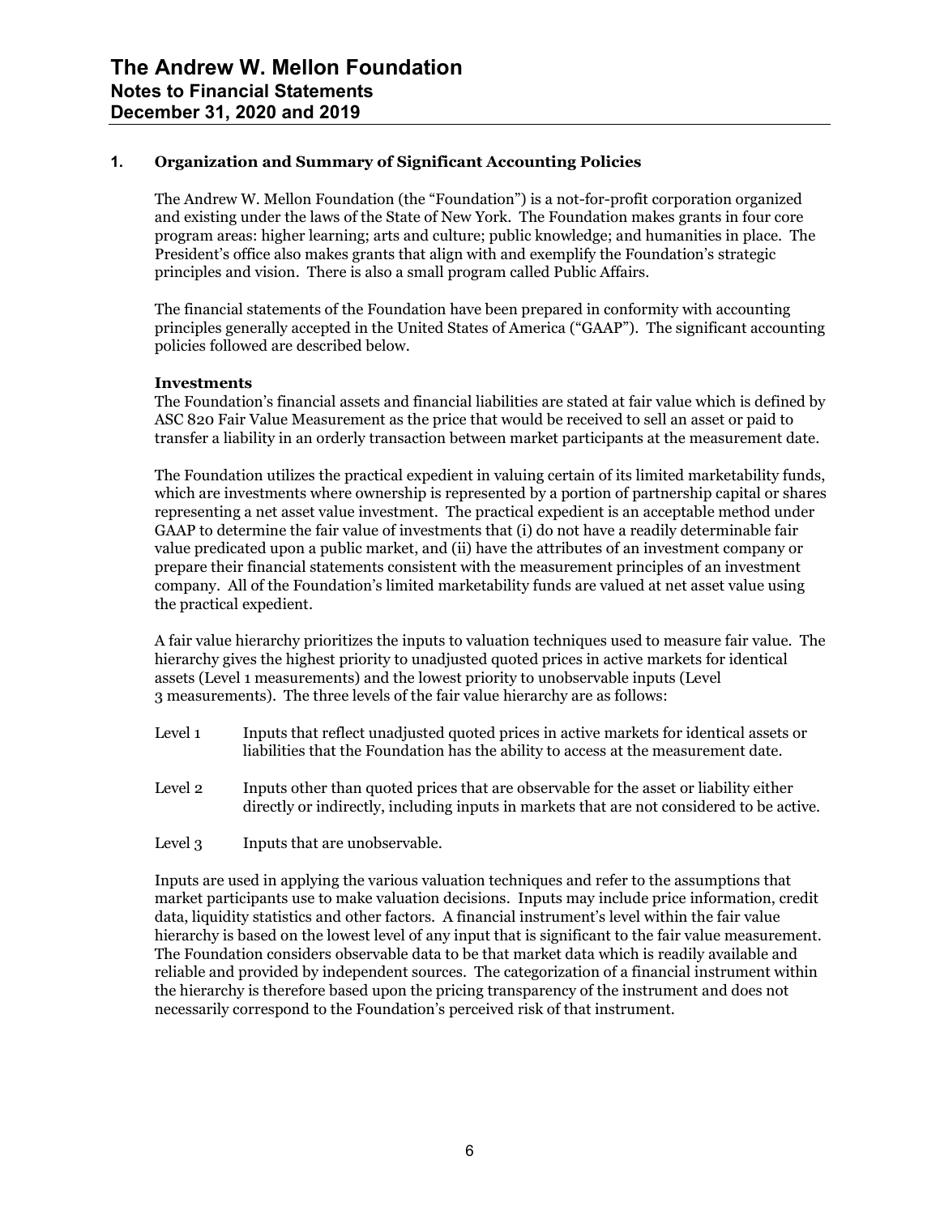## 1. Organization and Summary of Significant Accounting Policies

The Andrew W. Mellon Foundation (the "Foundation") is a not-for-profit corporation organized and existing under the laws of the State of New York. The Foundation makes grants in four core program areas: higher learning; arts and culture; public knowledge; and humanities in place. The President's office also makes grants that align with and exemplify the Foundation's strategic principles and vision. There is also a small program called Public Affairs.

The financial statements of the Foundation have been prepared in conformity with accounting principles generally accepted in the United States of America ("GAAP"). The significant accounting policies followed are described below.

### Investments

The Foundation's financial assets and financial liabilities are stated at fair value which is defined by ASC 820 Fair Value Measurement as the price that would be received to sell an asset or paid to transfer a liability in an orderly transaction between market participants at the measurement date.

The Foundation utilizes the practical expedient in valuing certain of its limited marketability funds, which are investments where ownership is represented by a portion of partnership capital or shares representing a net asset value investment. The practical expedient is an acceptable method under GAAP to determine the fair value of investments that (i) do not have a readily determinable fair value predicated upon a public market, and (ii) have the attributes of an investment company or prepare their financial statements consistent with the measurement principles of an investment company. All of the Foundation's limited marketability funds are valued at net asset value using the practical expedient.

A fair value hierarchy prioritizes the inputs to valuation techniques used to measure fair value. The hierarchy gives the highest priority to unadjusted quoted prices in active markets for identical assets (Level 1 measurements) and the lowest priority to unobservable inputs (Level 3 measurements). The three levels of the fair value hierarchy are as follows:

- Level 1 — Inputs that reflect unadjusted quoted prices in active markets for identical assets or liabilities that the Foundation has the ability to access at the measurement date.
- Level 2 — Inputs other than quoted prices that are observable for the asset or liability either directly or indirectly, including inputs in markets that are not considered to be active.
- Level 3 — Inputs that are unobservable.

Inputs are used in applying the various valuation techniques and refer to the assumptions that market participants use to make valuation decisions. Inputs may include price information, credit data, liquidity statistics and other factors. A financial instrument's level within the fair value hierarchy is based on the lowest level of any input that is significant to the fair value measurement. The Foundation considers observable data to be that market data which is readily available and reliable and provided by independent sources. The categorization of a financial instrument within the hierarchy is therefore based upon the pricing transparency of the instrument and does not necessarily correspond to the Foundation's perceived risk of that instrument.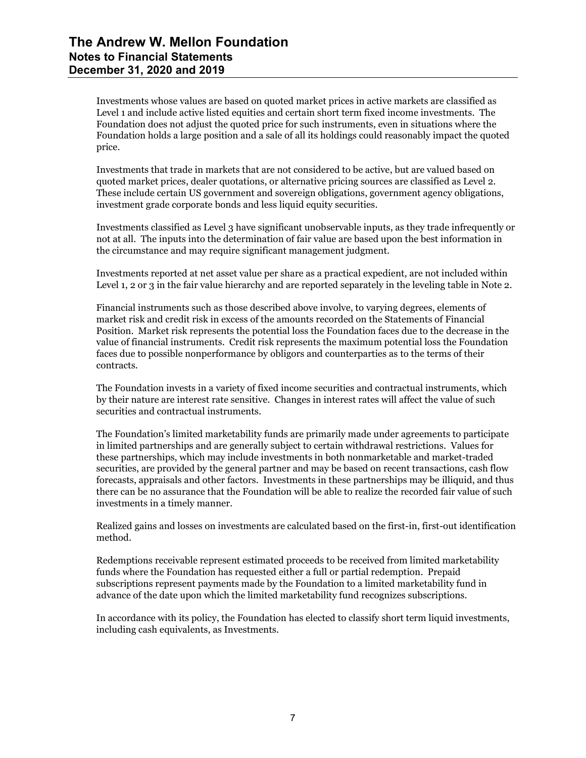Investments whose values are based on quoted market prices in active markets are classified as Level 1 and include active listed equities and certain short term fixed income investments. The Foundation does not adjust the quoted price for such instruments, even in situations where the Foundation holds a large position and a sale of all its holdings could reasonably impact the quoted price.

Investments that trade in markets that are not considered to be active, but are valued based on quoted market prices, dealer quotations, or alternative pricing sources are classified as Level 2. These include certain US government and sovereign obligations, government agency obligations, investment grade corporate bonds and less liquid equity securities.

Investments classified as Level 3 have significant unobservable inputs, as they trade infrequently or not at all. The inputs into the determination of fair value are based upon the best information in the circumstance and may require significant management judgment.

Investments reported at net asset value per share as a practical expedient, are not included within Level 1, 2 or 3 in the fair value hierarchy and are reported separately in the leveling table in Note 2.

Financial instruments such as those described above involve, to varying degrees, elements of market risk and credit risk in excess of the amounts recorded on the Statements of Financial Position. Market risk represents the potential loss the Foundation faces due to the decrease in the value of financial instruments. Credit risk represents the maximum potential loss the Foundation faces due to possible nonperformance by obligors and counterparties as to the terms of their contracts.

The Foundation invests in a variety of fixed income securities and contractual instruments, which by their nature are interest rate sensitive. Changes in interest rates will affect the value of such securities and contractual instruments.

The Foundation's limited marketability funds are primarily made under agreements to participate in limited partnerships and are generally subject to certain withdrawal restrictions. Values for these partnerships, which may include investments in both nonmarketable and market-traded securities, are provided by the general partner and may be based on recent transactions, cash flow forecasts, appraisals and other factors. Investments in these partnerships may be illiquid, and thus there can be no assurance that the Foundation will be able to realize the recorded fair value of such investments in a timely manner.

Realized gains and losses on investments are calculated based on the first-in, first-out identification method.

Redemptions receivable represent estimated proceeds to be received from limited marketability funds where the Foundation has requested either a full or partial redemption. Prepaid subscriptions represent payments made by the Foundation to a limited marketability fund in advance of the date upon which the limited marketability fund recognizes subscriptions.

In accordance with its policy, the Foundation has elected to classify short term liquid investments, including cash equivalents, as Investments.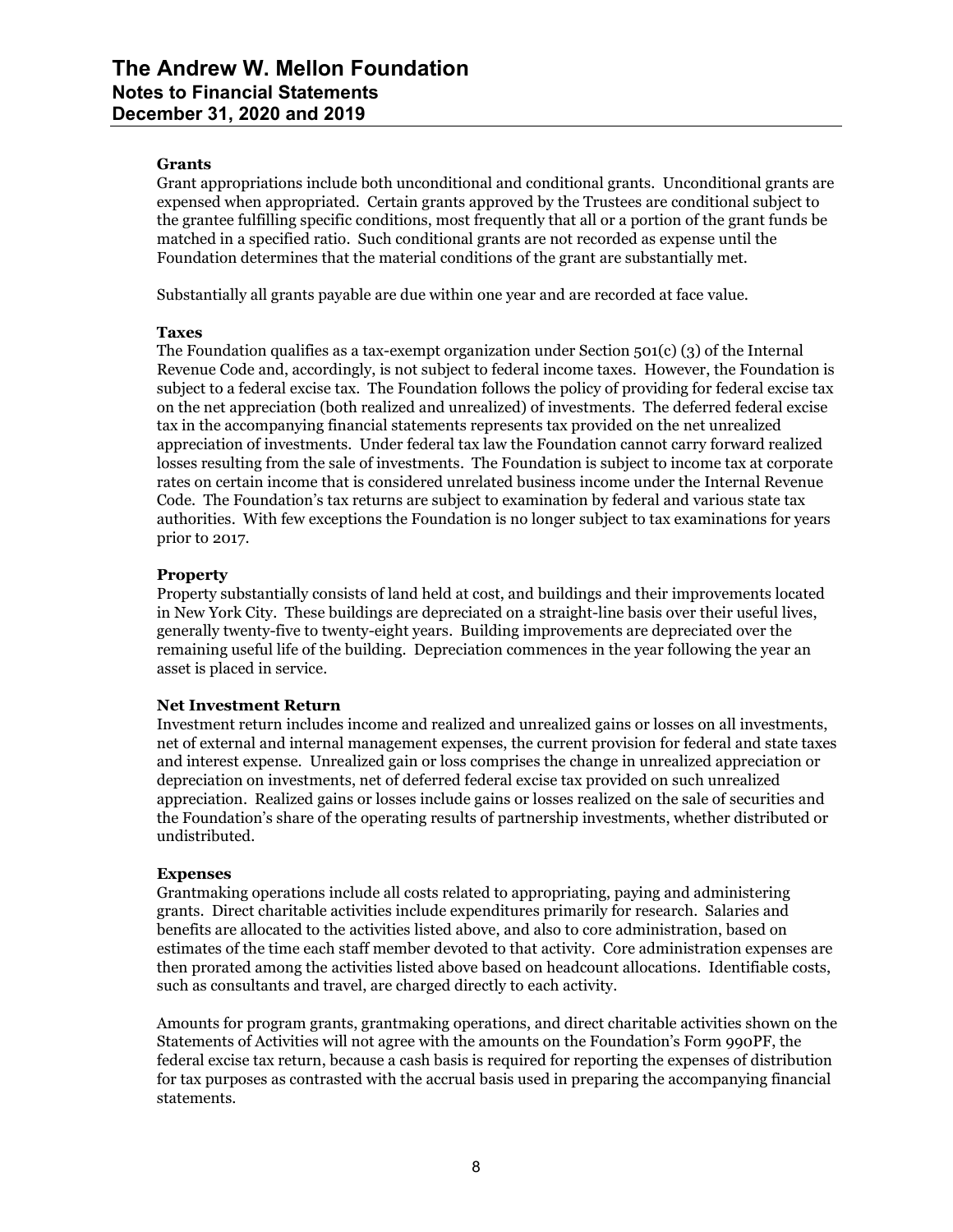**Grants**

Grant appropriations include both unconditional and conditional grants. Unconditional grants are expensed when appropriated. Certain grants approved by the Trustees are conditional subject to the grantee fulfilling specific conditions, most frequently that all or a portion of the grant funds be matched in a specified ratio. Such conditional grants are not recorded as expense until the Foundation determines that the material conditions of the grant are substantially met.

Substantially all grants payable are due within one year and are recorded at face value.

**Taxes**

The Foundation qualifies as a tax-exempt organization under Section 501(c) (3) of the Internal Revenue Code and, accordingly, is not subject to federal income taxes. However, the Foundation is subject to a federal excise tax. The Foundation follows the policy of providing for federal excise tax on the net appreciation (both realized and unrealized) of investments. The deferred federal excise tax in the accompanying financial statements represents tax provided on the net unrealized appreciation of investments. Under federal tax law the Foundation cannot carry forward realized losses resulting from the sale of investments. The Foundation is subject to income tax at corporate rates on certain income that is considered unrelated business income under the Internal Revenue Code. The Foundation's tax returns are subject to examination by federal and various state tax authorities. With few exceptions the Foundation is no longer subject to tax examinations for years prior to 2017.

**Property**

Property substantially consists of land held at cost, and buildings and their improvements located in New York City. These buildings are depreciated on a straight-line basis over their useful lives, generally twenty-five to twenty-eight years. Building improvements are depreciated over the remaining useful life of the building. Depreciation commences in the year following the year an asset is placed in service.

**Net Investment Return**

Investment return includes income and realized and unrealized gains or losses on all investments, net of external and internal management expenses, the current provision for federal and state taxes and interest expense. Unrealized gain or loss comprises the change in unrealized appreciation or depreciation on investments, net of deferred federal excise tax provided on such unrealized appreciation. Realized gains or losses include gains or losses realized on the sale of securities and the Foundation's share of the operating results of partnership investments, whether distributed or undistributed.

**Expenses**

Grantmaking operations include all costs related to appropriating, paying and administering grants. Direct charitable activities include expenditures primarily for research. Salaries and benefits are allocated to the activities listed above, and also to core administration, based on estimates of the time each staff member devoted to that activity. Core administration expenses are then prorated among the activities listed above based on headcount allocations. Identifiable costs, such as consultants and travel, are charged directly to each activity.

Amounts for program grants, grantmaking operations, and direct charitable activities shown on the Statements of Activities will not agree with the amounts on the Foundation's Form 990PF, the federal excise tax return, because a cash basis is required for reporting the expenses of distribution for tax purposes as contrasted with the accrual basis used in preparing the accompanying financial statements.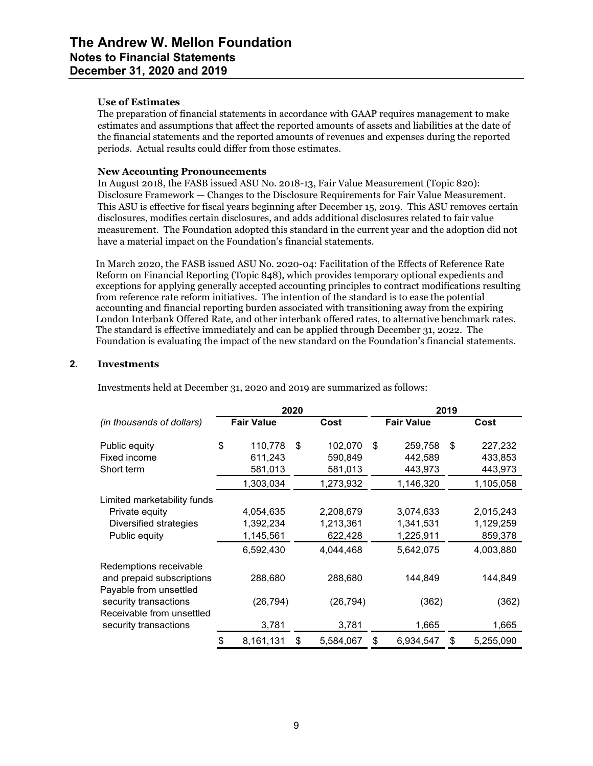### Use of Estimates

The preparation of financial statements in accordance with GAAP requires management to make estimates and assumptions that affect the reported amounts of assets and liabilities at the date of the financial statements and the reported amounts of revenues and expenses during the reported periods. Actual results could differ from those estimates.

### New Accounting Pronouncements

In August 2018, the FASB issued ASU No. 2018-13, Fair Value Measurement (Topic 820): Disclosure Framework — Changes to the Disclosure Requirements for Fair Value Measurement. This ASU is effective for fiscal years beginning after December 15, 2019. This ASU removes certain disclosures, modifies certain disclosures, and adds additional disclosures related to fair value measurement. The Foundation adopted this standard in the current year and the adoption did not have a material impact on the Foundation's financial statements.

In March 2020, the FASB issued ASU No. 2020-04: Facilitation of the Effects of Reference Rate Reform on Financial Reporting (Topic 848), which provides temporary optional expedients and exceptions for applying generally accepted accounting principles to contract modifications resulting from reference rate reform initiatives. The intention of the standard is to ease the potential accounting and financial reporting burden associated with transitioning away from the expiring London Interbank Offered Rate, and other interbank offered rates, to alternative benchmark rates. The standard is effective immediately and can be applied through December 31, 2022. The Foundation is evaluating the impact of the new standard on the Foundation's financial statements.

## 2. Investments

Investments held at December 31, 2020 and 2019 are summarized as follows:

| | 2020 | | 2019 | |
|---|---|---|---|---|
| *(in thousands of dollars)* | **Fair Value** | **Cost** | **Fair Value** | **Cost** |
| Public equity | $ 110,778 | $ 102,070 | $ 259,758 | $ 227,232 |
| Fixed income | 611,243 | 590,849 | 442,589 | 433,853 |
| Short term | 581,013 | 581,013 | 443,973 | 443,973 |
| | 1,303,034 | 1,273,932 | 1,146,320 | 1,105,058 |
| Limited marketability funds | | | | |
| Private equity | 4,054,635 | 2,208,679 | 3,074,633 | 2,015,243 |
| Diversified strategies | 1,392,234 | 1,213,361 | 1,341,531 | 1,129,259 |
| Public equity | 1,145,561 | 622,428 | 1,225,911 | 859,378 |
| | 6,592,430 | 4,044,468 | 5,642,075 | 4,003,880 |
| Redemptions receivable and prepaid subscriptions | 288,680 | 288,680 | 144,849 | 144,849 |
| Payable from unsettled security transactions | (26,794) | (26,794) | (362) | (362) |
| Receivable from unsettled security transactions | 3,781 | 3,781 | 1,665 | 1,665 |
| | $ 8,161,131 | $ 5,584,067 | $ 6,934,547 | $ 5,255,090 |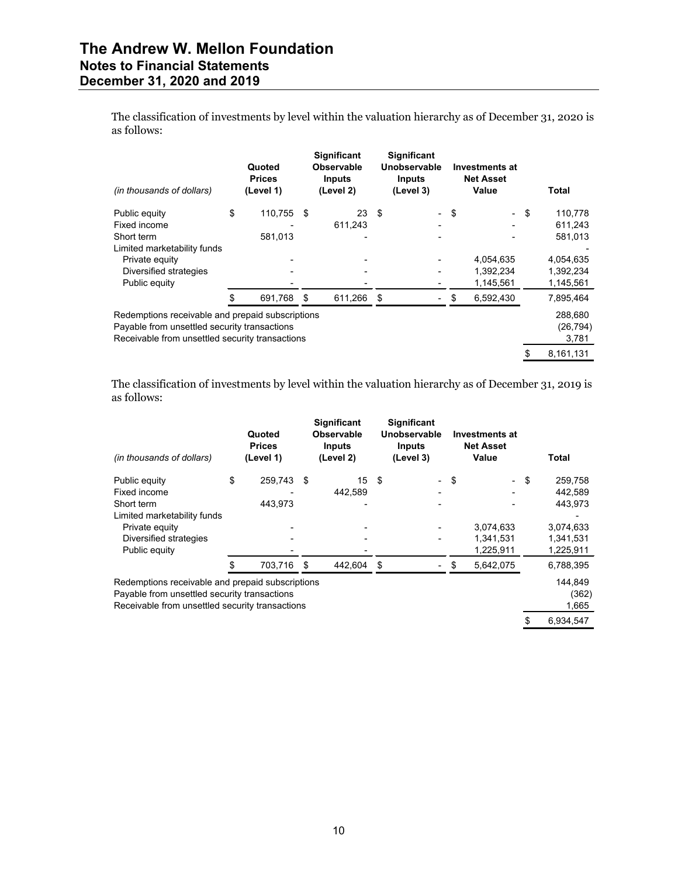The classification of investments by level within the valuation hierarchy as of December 31, 2020 is as follows:

| *(in thousands of dollars)* | Quoted Prices (Level 1) | Significant Observable Inputs (Level 2) | Significant Unobservable Inputs (Level 3) | Investments at Net Asset Value | Total |
|---|---|---|---|---|---|
| Public equity | $ 110,755 | $ 23 | $ - | $ - | $ 110,778 |
| Fixed income | - | 611,243 | - | - | 611,243 |
| Short term | 581,013 | - | - | - | 581,013 |
| Limited marketability funds | | | | | - |
| Private equity | - | - | - | 4,054,635 | 4,054,635 |
| Diversified strategies | - | - | - | 1,392,234 | 1,392,234 |
| Public equity | - | - | - | 1,145,561 | 1,145,561 |
| | $ 691,768 | $ 611,266 | $ - | $ 6,592,430 | 7,895,464 |
| Redemptions receivable and prepaid subscriptions | | | | | 288,680 |
| Payable from unsettled security transactions | | | | | (26,794) |
| Receivable from unsettled security transactions | | | | | 3,781 |
| | | | | | $ 8,161,131 |

The classification of investments by level within the valuation hierarchy as of December 31, 2019 is as follows:

| *(in thousands of dollars)* | Quoted Prices (Level 1) | Significant Observable Inputs (Level 2) | Significant Unobservable Inputs (Level 3) | Investments at Net Asset Value | Total |
|---|---|---|---|---|---|
| Public equity | $ 259,743 | $ 15 | $ - | $ - | $ 259,758 |
| Fixed income | - | 442,589 | - | - | 442,589 |
| Short term | 443,973 | - | - | - | 443,973 |
| Limited marketability funds | | | | | - |
| Private equity | - | - | - | 3,074,633 | 3,074,633 |
| Diversified strategies | - | - | - | 1,341,531 | 1,341,531 |
| Public equity | - | - | - | 1,225,911 | 1,225,911 |
| | $ 703,716 | $ 442,604 | $ - | $ 5,642,075 | 6,788,395 |
| Redemptions receivable and prepaid subscriptions | | | | | 144,849 |
| Payable from unsettled security transactions | | | | | (362) |
| Receivable from unsettled security transactions | | | | | 1,665 |
| | | | | | $ 6,934,547 |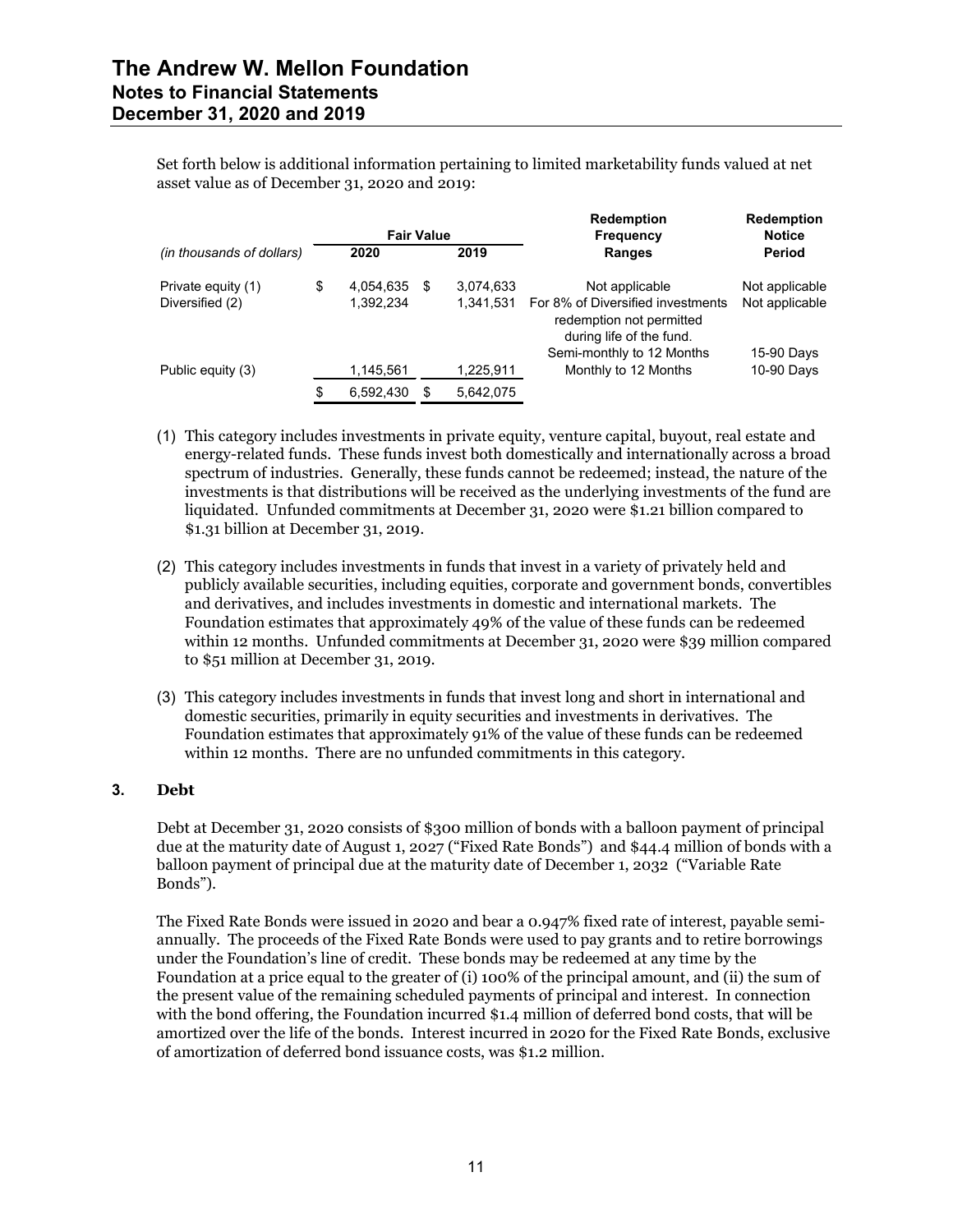Set forth below is additional information pertaining to limited marketability funds valued at net asset value as of December 31, 2020 and 2019:

| *(in thousands of dollars)* | Fair Value 2020 | Fair Value 2019 | Redemption Frequency Ranges | Redemption Notice Period |
|---|---|---|---|---|
| Private equity (1) | $ 4,054,635 | $ 3,074,633 | Not applicable | Not applicable |
| Diversified (2) | 1,392,234 | 1,341,531 | For 8% of Diversified investments redemption not permitted during life of the fund. | Not applicable |
| | | | Semi-monthly to 12 Months | 15-90 Days |
| Public equity (3) | 1,145,561 | 1,225,911 | Monthly to 12 Months | 10-90 Days |
| | $ 6,592,430 | $ 5,642,075 | | |

(1) This category includes investments in private equity, venture capital, buyout, real estate and energy-related funds. These funds invest both domestically and internationally across a broad spectrum of industries. Generally, these funds cannot be redeemed; instead, the nature of the investments is that distributions will be received as the underlying investments of the fund are liquidated. Unfunded commitments at December 31, 2020 were $1.21 billion compared to $1.31 billion at December 31, 2019.

(2) This category includes investments in funds that invest in a variety of privately held and publicly available securities, including equities, corporate and government bonds, convertibles and derivatives, and includes investments in domestic and international markets. The Foundation estimates that approximately 49% of the value of these funds can be redeemed within 12 months. Unfunded commitments at December 31, 2020 were $39 million compared to $51 million at December 31, 2019.

(3) This category includes investments in funds that invest long and short in international and domestic securities, primarily in equity securities and investments in derivatives. The Foundation estimates that approximately 91% of the value of these funds can be redeemed within 12 months. There are no unfunded commitments in this category.

## 3. Debt

Debt at December 31, 2020 consists of $300 million of bonds with a balloon payment of principal due at the maturity date of August 1, 2027 ("Fixed Rate Bonds") and $44.4 million of bonds with a balloon payment of principal due at the maturity date of December 1, 2032 ("Variable Rate Bonds").

The Fixed Rate Bonds were issued in 2020 and bear a 0.947% fixed rate of interest, payable semi-annually. The proceeds of the Fixed Rate Bonds were used to pay grants and to retire borrowings under the Foundation's line of credit. These bonds may be redeemed at any time by the Foundation at a price equal to the greater of (i) 100% of the principal amount, and (ii) the sum of the present value of the remaining scheduled payments of principal and interest. In connection with the bond offering, the Foundation incurred $1.4 million of deferred bond costs, that will be amortized over the life of the bonds. Interest incurred in 2020 for the Fixed Rate Bonds, exclusive of amortization of deferred bond issuance costs, was $1.2 million.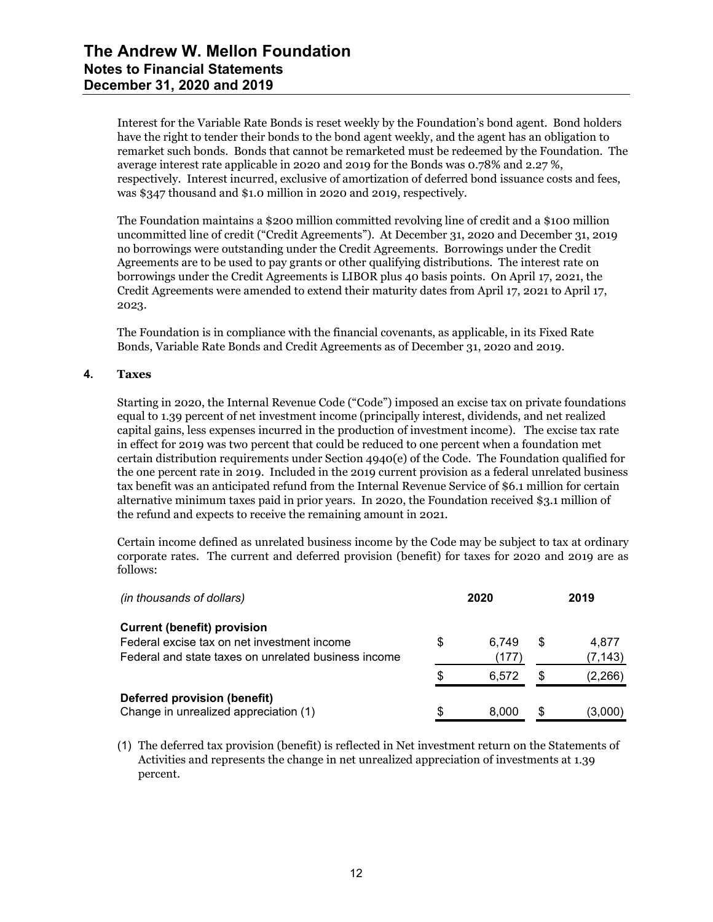Interest for the Variable Rate Bonds is reset weekly by the Foundation's bond agent. Bond holders have the right to tender their bonds to the bond agent weekly, and the agent has an obligation to remarket such bonds. Bonds that cannot be remarketed must be redeemed by the Foundation. The average interest rate applicable in 2020 and 2019 for the Bonds was 0.78% and 2.27 %, respectively. Interest incurred, exclusive of amortization of deferred bond issuance costs and fees, was $347 thousand and $1.0 million in 2020 and 2019, respectively.

The Foundation maintains a $200 million committed revolving line of credit and a $100 million uncommitted line of credit ("Credit Agreements"). At December 31, 2020 and December 31, 2019 no borrowings were outstanding under the Credit Agreements. Borrowings under the Credit Agreements are to be used to pay grants or other qualifying distributions. The interest rate on borrowings under the Credit Agreements is LIBOR plus 40 basis points. On April 17, 2021, the Credit Agreements were amended to extend their maturity dates from April 17, 2021 to April 17, 2023.

The Foundation is in compliance with the financial covenants, as applicable, in its Fixed Rate Bonds, Variable Rate Bonds and Credit Agreements as of December 31, 2020 and 2019.

## 4. Taxes

Starting in 2020, the Internal Revenue Code ("Code") imposed an excise tax on private foundations equal to 1.39 percent of net investment income (principally interest, dividends, and net realized capital gains, less expenses incurred in the production of investment income). The excise tax rate in effect for 2019 was two percent that could be reduced to one percent when a foundation met certain distribution requirements under Section 4940(e) of the Code. The Foundation qualified for the one percent rate in 2019. Included in the 2019 current provision as a federal unrelated business tax benefit was an anticipated refund from the Internal Revenue Service of $6.1 million for certain alternative minimum taxes paid in prior years. In 2020, the Foundation received $3.1 million of the refund and expects to receive the remaining amount in 2021.

Certain income defined as unrelated business income by the Code may be subject to tax at ordinary corporate rates. The current and deferred provision (benefit) for taxes for 2020 and 2019 are as follows:

| *(in thousands of dollars)* | 2020 | 2019 |
|---|---|---|
| **Current (benefit) provision** | | |
| Federal excise tax on net investment income | $ 6,749 | $ 4,877 |
| Federal and state taxes on unrelated business income | (177) | (7,143) |
| | $ 6,572 | $ (2,266) |
| **Deferred provision (benefit)** | | |
| Change in unrealized appreciation (1) | $ 8,000 | $ (3,000) |

(1) The deferred tax provision (benefit) is reflected in Net investment return on the Statements of Activities and represents the change in net unrealized appreciation of investments at 1.39 percent.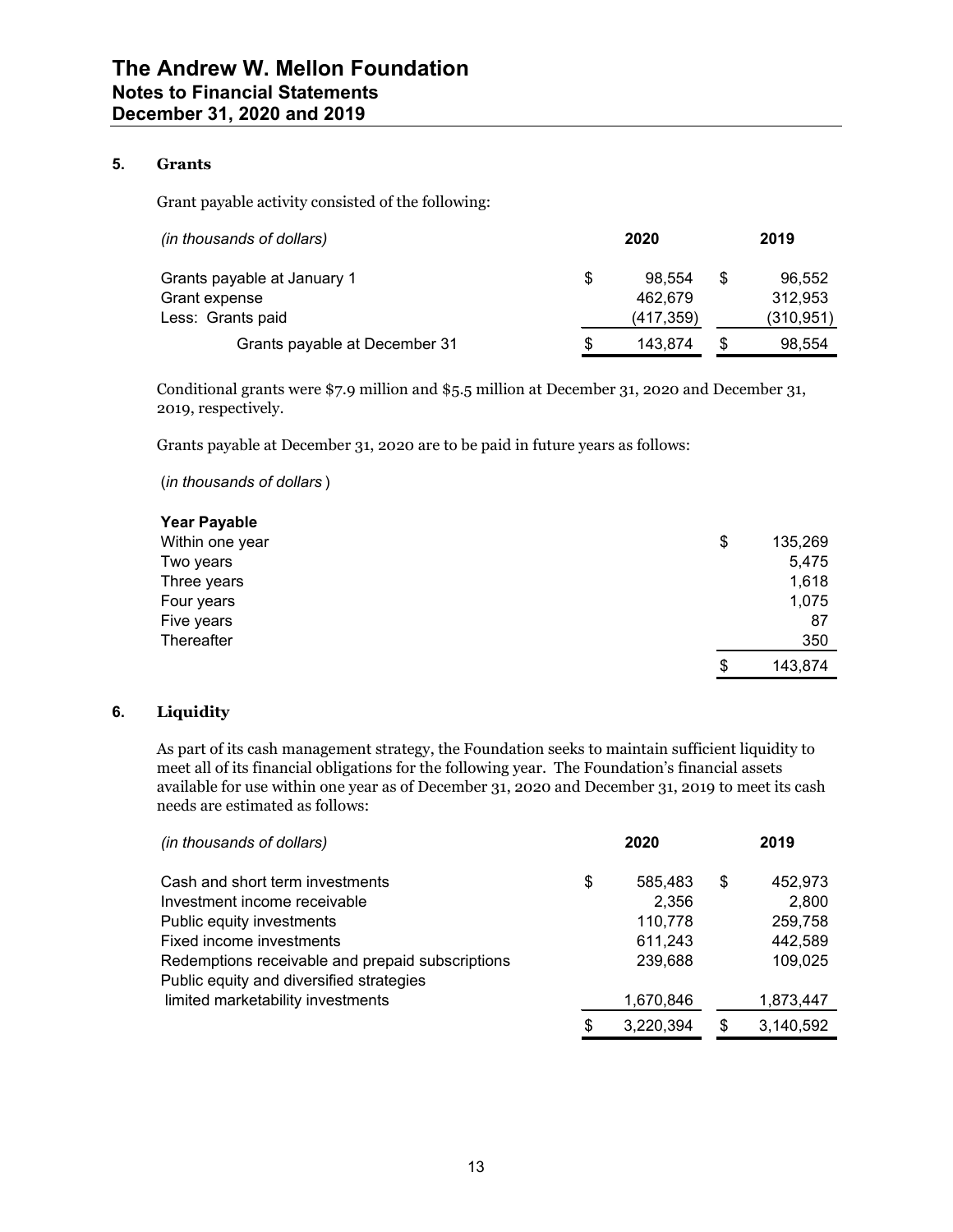## 5. Grants

Grant payable activity consisted of the following:

| *(in thousands of dollars)* | 2020 | 2019 |
|---|---|---|
| Grants payable at January 1 | $ 98,554 | $ 96,552 |
| Grant expense | 462,679 | 312,953 |
| Less: Grants paid | (417,359) | (310,951) |
| Grants payable at December 31 | $ 143,874 | $ 98,554 |

Conditional grants were $7.9 million and $5.5 million at December 31, 2020 and December 31, 2019, respectively.

Grants payable at December 31, 2020 are to be paid in future years as follows:

(*in thousands of dollars* )

| Year Payable | |
|---|---|
| Within one year | $ 135,269 |
| Two years | 5,475 |
| Three years | 1,618 |
| Four years | 1,075 |
| Five years | 87 |
| Thereafter | 350 |
| | $ 143,874 |

## 6. Liquidity

As part of its cash management strategy, the Foundation seeks to maintain sufficient liquidity to meet all of its financial obligations for the following year. The Foundation's financial assets available for use within one year as of December 31, 2020 and December 31, 2019 to meet its cash needs are estimated as follows:

| *(in thousands of dollars)* | 2020 | 2019 |
|---|---|---|
| Cash and short term investments | $ 585,483 | $ 452,973 |
| Investment income receivable | 2,356 | 2,800 |
| Public equity investments | 110,778 | 259,758 |
| Fixed income investments | 611,243 | 442,589 |
| Redemptions receivable and prepaid subscriptions | 239,688 | 109,025 |
| Public equity and diversified strategies limited marketability investments | 1,670,846 | 1,873,447 |
| | $ 3,220,394 | $ 3,140,592 |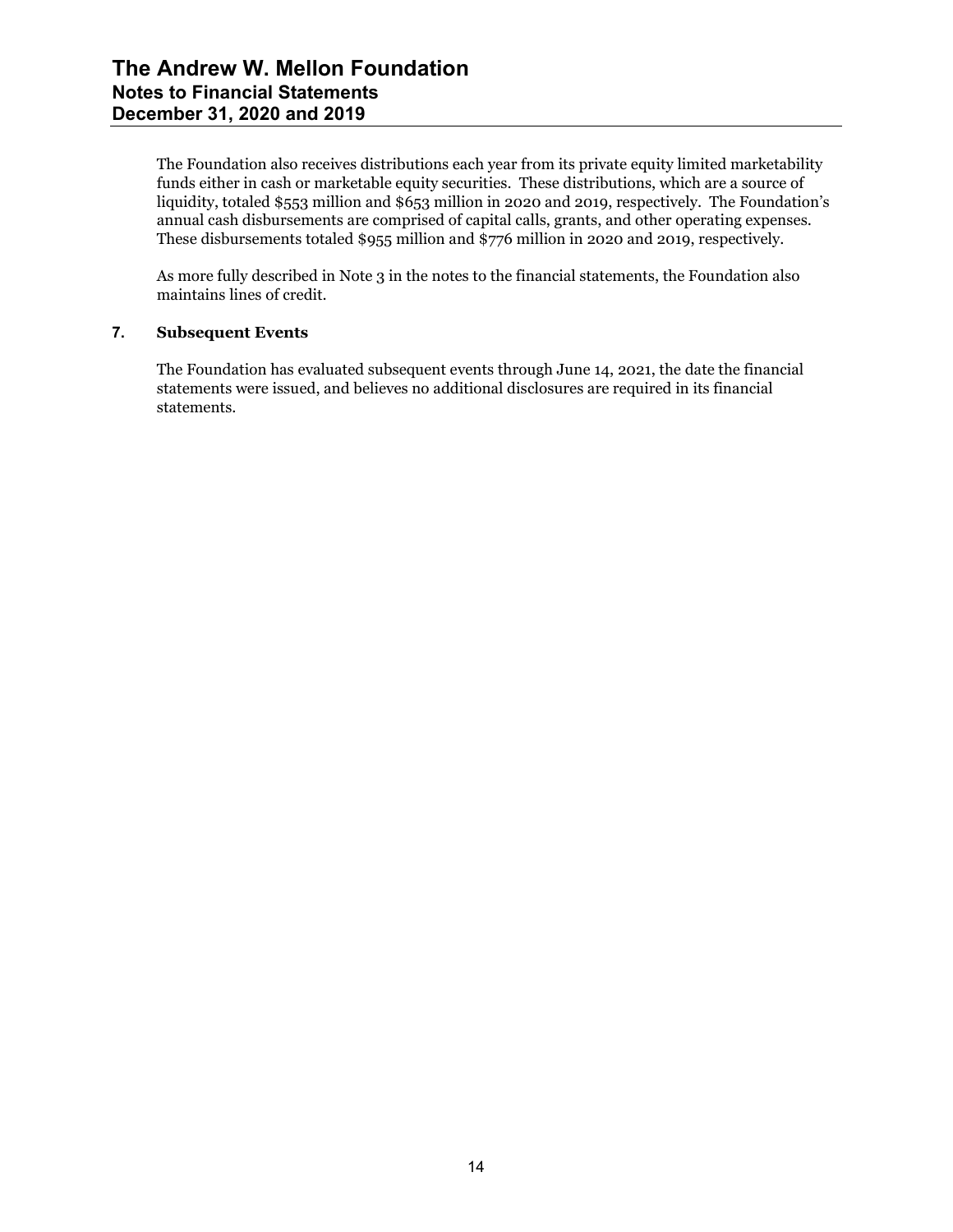The Foundation also receives distributions each year from its private equity limited marketability funds either in cash or marketable equity securities. These distributions, which are a source of liquidity, totaled $553 million and $653 million in 2020 and 2019, respectively. The Foundation's annual cash disbursements are comprised of capital calls, grants, and other operating expenses. These disbursements totaled $955 million and $776 million in 2020 and 2019, respectively.

As more fully described in Note 3 in the notes to the financial statements, the Foundation also maintains lines of credit.

## 7. Subsequent Events

The Foundation has evaluated subsequent events through June 14, 2021, the date the financial statements were issued, and believes no additional disclosures are required in its financial statements.